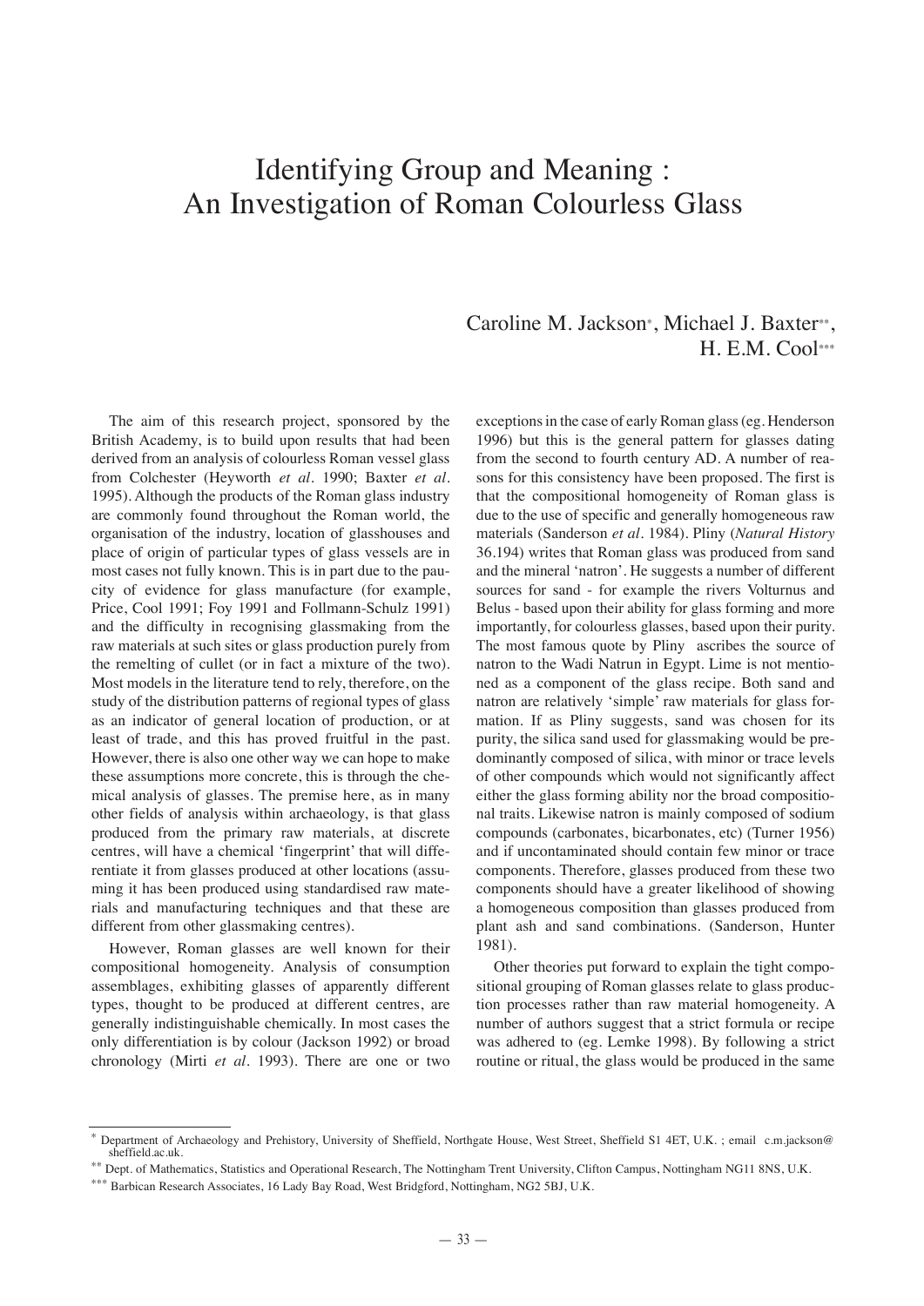# Identifying Group and Meaning : An Investigation of Roman Colourless Glass

Caroline M. Jackson[*], Michael J. Baxter[**], H. E.M. Cool[***]

The aim of this research project, sponsored by the British Academy, is to build upon results that had been derived from an analysis of colourless Roman vessel glass from Colchester (Heyworth *et al.* 1990; Baxter *et al.* 1995). Although the products of the Roman glass industry are commonly found throughout the Roman world, the organisation of the industry, location of glasshouses and place of origin of particular types of glass vessels are in most cases not fully known. This is in part due to the paucity of evidence for glass manufacture (for example, Price, Cool 1991; Foy 1991 and Follmann-Schulz 1991) and the difficulty in recognising glassmaking from the raw materials at such sites or glass production purely from the remelting of cullet (or in fact a mixture of the two). Most models in the literature tend to rely, therefore, on the study of the distribution patterns of regional types of glass as an indicator of general location of production, or at least of trade, and this has proved fruitful in the past. However, there is also one other way we can hope to make these assumptions more concrete, this is through the chemical analysis of glasses. The premise here, as in many other fields of analysis within archaeology, is that glass produced from the primary raw materials, at discrete centres, will have a chemical 'fingerprint' that will differentiate it from glasses produced at other locations (assuming it has been produced using standardised raw materials and manufacturing techniques and that these are different from other glassmaking centres).

However, Roman glasses are well known for their compositional homogeneity. Analysis of consumption assemblages, exhibiting glasses of apparently different types, thought to be produced at different centres, are generally indistinguishable chemically. In most cases the only differentiation is by colour (Jackson 1992) or broad chronology (Mirti *et al.* 1993). There are one or two exceptions in the case of early Roman glass (eg. Henderson 1996) but this is the general pattern for glasses dating from the second to fourth century AD. A number of reasons for this consistency have been proposed. The first is that the compositional homogeneity of Roman glass is due to the use of specific and generally homogeneous raw materials (Sanderson *et al.* 1984). Pliny (*Natural History* 36.194) writes that Roman glass was produced from sand and the mineral 'natron'. He suggests a number of different sources for sand - for example the rivers Volturnus and Belus - based upon their ability for glass forming and more importantly, for colourless glasses, based upon their purity. The most famous quote by Pliny ascribes the source of natron to the Wadi Natrun in Egypt. Lime is not mentioned as a component of the glass recipe. Both sand and natron are relatively 'simple' raw materials for glass formation. If as Pliny suggests, sand was chosen for its purity, the silica sand used for glassmaking would be predominantly composed of silica, with minor or trace levels of other compounds which would not significantly affect either the glass forming ability nor the broad compositional traits. Likewise natron is mainly composed of sodium compounds (carbonates, bicarbonates, etc) (Turner 1956) and if uncontaminated should contain few minor or trace components. Therefore, glasses produced from these two components should have a greater likelihood of showing a homogeneous composition than glasses produced from plant ash and sand combinations. (Sanderson, Hunter 1981).

Other theories put forward to explain the tight compositional grouping of Roman glasses relate to glass production processes rather than raw material homogeneity. A number of authors suggest that a strict formula or recipe was adhered to (eg. Lemke 1998). By following a strict routine or ritual, the glass would be produced in the same

---

[*] Department of Archaeology and Prehistory, University of Sheffield, Northgate House, West Street, Sheffield S1 4ET, U.K. ; email c.m.jackson@sheffield.ac.uk.

[**] Dept. of Mathematics, Statistics and Operational Research, The Nottingham Trent University, Clifton Campus, Nottingham NG11 8NS, U.K.

[***] Barbican Research Associates, 16 Lady Bay Road, West Bridgford, Nottingham, NG2 5BJ, U.K.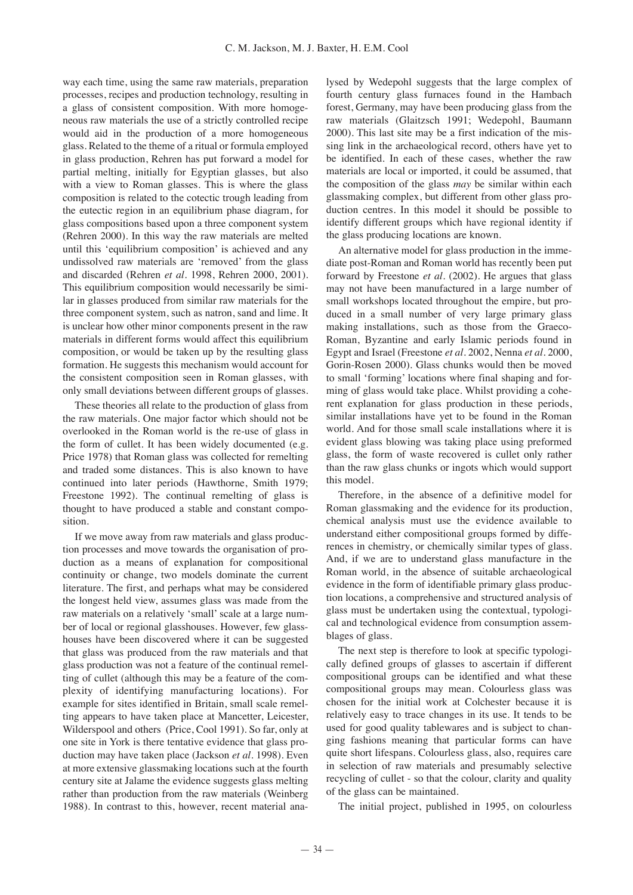way each time, using the same raw materials, preparation processes, recipes and production technology, resulting in a glass of consistent composition. With more homogeneous raw materials the use of a strictly controlled recipe would aid in the production of a more homogeneous glass. Related to the theme of a ritual or formula employed in glass production, Rehren has put forward a model for partial melting, initially for Egyptian glasses, but also with a view to Roman glasses. This is where the glass composition is related to the cotectic trough leading from the eutectic region in an equilibrium phase diagram, for glass compositions based upon a three component system (Rehren 2000). In this way the raw materials are melted until this 'equilibrium composition' is achieved and any undissolved raw materials are 'removed' from the glass and discarded (Rehren *et al*. 1998, Rehren 2000, 2001). This equilibrium composition would necessarily be similar in glasses produced from similar raw materials for the three component system, such as natron, sand and lime. It is unclear how other minor components present in the raw materials in different forms would affect this equilibrium composition, or would be taken up by the resulting glass formation. He suggests this mechanism would account for the consistent composition seen in Roman glasses, with only small deviations between different groups of glasses.

These theories all relate to the production of glass from the raw materials. One major factor which should not be overlooked in the Roman world is the re-use of glass in the form of cullet. It has been widely documented (e.g. Price 1978) that Roman glass was collected for remelting and traded some distances. This is also known to have continued into later periods (Hawthorne, Smith 1979; Freestone 1992). The continual remelting of glass is thought to have produced a stable and constant composition.

If we move away from raw materials and glass production processes and move towards the organisation of production as a means of explanation for compositional continuity or change, two models dominate the current literature. The first, and perhaps what may be considered the longest held view, assumes glass was made from the raw materials on a relatively 'small' scale at a large number of local or regional glasshouses. However, few glasshouses have been discovered where it can be suggested that glass was produced from the raw materials and that glass production was not a feature of the continual remelting of cullet (although this may be a feature of the complexity of identifying manufacturing locations). For example for sites identified in Britain, small scale remelting appears to have taken place at Mancetter, Leicester, Wilderspool and others (Price, Cool 1991). So far, only at one site in York is there tentative evidence that glass production may have taken place (Jackson *et al*. 1998). Even at more extensive glassmaking locations such at the fourth century site at Jalame the evidence suggests glass melting rather than production from the raw materials (Weinberg 1988). In contrast to this, however, recent material analysed by Wedepohl suggests that the large complex of fourth century glass furnaces found in the Hambach forest, Germany, may have been producing glass from the raw materials (Glaitzsch 1991; Wedepohl, Baumann 2000). This last site may be a first indication of the missing link in the archaeological record, others have yet to be identified. In each of these cases, whether the raw materials are local or imported, it could be assumed, that the composition of the glass *may* be similar within each glassmaking complex, but different from other glass production centres. In this model it should be possible to identify different groups which have regional identity if the glass producing locations are known.

An alternative model for glass production in the immediate post-Roman and Roman world has recently been put forward by Freestone *et al*. (2002). He argues that glass may not have been manufactured in a large number of small workshops located throughout the empire, but produced in a small number of very large primary glass making installations, such as those from the Graeco-Roman, Byzantine and early Islamic periods found in Egypt and Israel (Freestone *et al*. 2002, Nenna *et al*. 2000, Gorin-Rosen 2000). Glass chunks would then be moved to small 'forming' locations where final shaping and forming of glass would take place. Whilst providing a coherent explanation for glass production in these periods, similar installations have yet to be found in the Roman world. And for those small scale installations where it is evident glass blowing was taking place using preformed glass, the form of waste recovered is cullet only rather than the raw glass chunks or ingots which would support this model.

Therefore, in the absence of a definitive model for Roman glassmaking and the evidence for its production, chemical analysis must use the evidence available to understand either compositional groups formed by differences in chemistry, or chemically similar types of glass. And, if we are to understand glass manufacture in the Roman world, in the absence of suitable archaeological evidence in the form of identifiable primary glass production locations, a comprehensive and structured analysis of glass must be undertaken using the contextual, typological and technological evidence from consumption assemblages of glass.

The next step is therefore to look at specific typologically defined groups of glasses to ascertain if different compositional groups can be identified and what these compositional groups may mean. Colourless glass was chosen for the initial work at Colchester because it is relatively easy to trace changes in its use. It tends to be used for good quality tablewares and is subject to changing fashions meaning that particular forms can have quite short lifespans. Colourless glass, also, requires care in selection of raw materials and presumably selective recycling of cullet - so that the colour, clarity and quality of the glass can be maintained.

The initial project, published in 1995, on colourless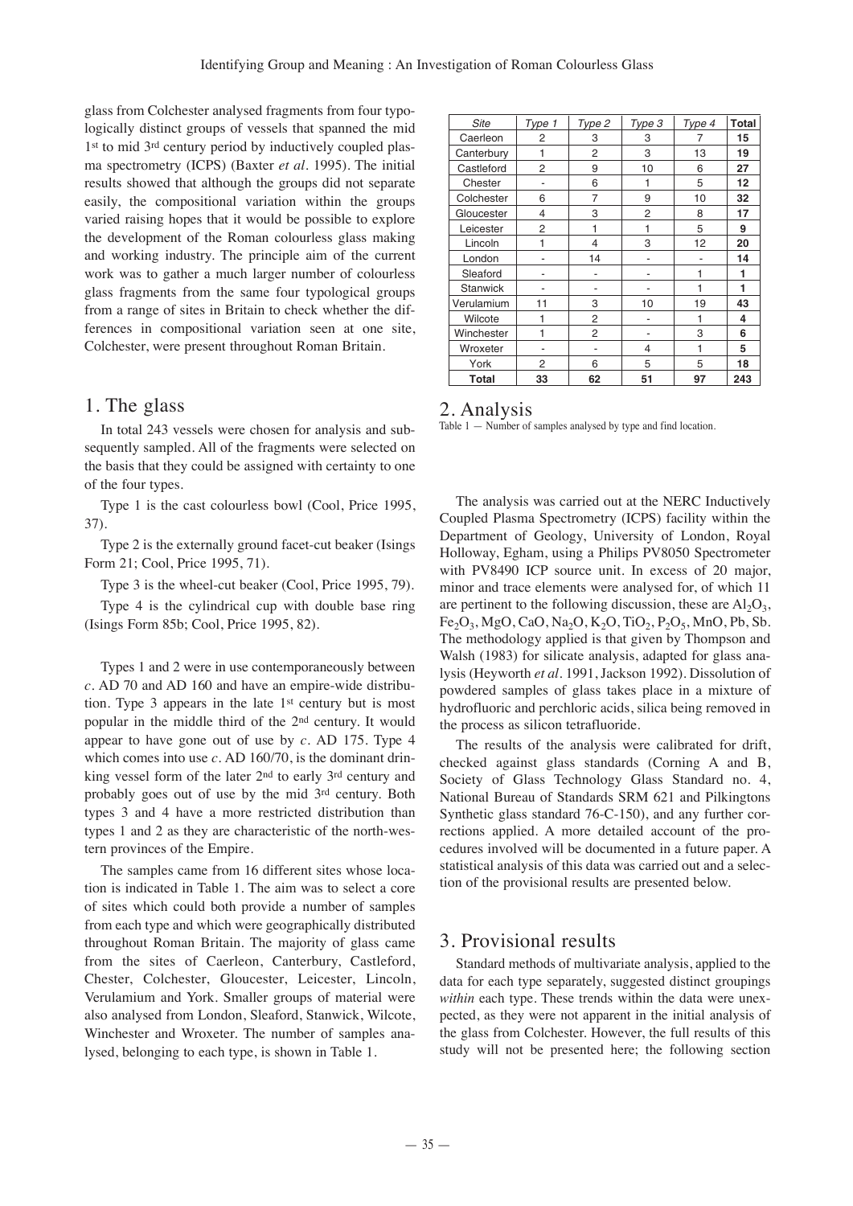glass from Colchester analysed fragments from four typologically distinct groups of vessels that spanned the mid 1st to mid 3rd century period by inductively coupled plasma spectrometry (ICPS) (Baxter *et al*. 1995). The initial results showed that although the groups did not separate easily, the compositional variation within the groups varied raising hopes that it would be possible to explore the development of the Roman colourless glass making and working industry. The principle aim of the current work was to gather a much larger number of colourless glass fragments from the same four typological groups from a range of sites in Britain to check whether the differences in compositional variation seen at one site, Colchester, were present throughout Roman Britain.

## 1. The glass

In total 243 vessels were chosen for analysis and subsequently sampled. All of the fragments were selected on the basis that they could be assigned with certainty to one of the four types.

Type 1 is the cast colourless bowl (Cool, Price 1995, 37).

Type 2 is the externally ground facet-cut beaker (Isings Form 21; Cool, Price 1995, 71).

Type 3 is the wheel-cut beaker (Cool, Price 1995, 79).

Type 4 is the cylindrical cup with double base ring (Isings Form 85b; Cool, Price 1995, 82).

Types 1 and 2 were in use contemporaneously between *c*. AD 70 and AD 160 and have an empire-wide distribution. Type 3 appears in the late 1st century but is most popular in the middle third of the 2nd century. It would appear to have gone out of use by *c*. AD 175. Type 4 which comes into use *c*. AD 160/70, is the dominant drinking vessel form of the later 2nd to early 3rd century and probably goes out of use by the mid 3rd century. Both types 3 and 4 have a more restricted distribution than types 1 and 2 as they are characteristic of the north-western provinces of the Empire.

The samples came from 16 different sites whose location is indicated in Table 1. The aim was to select a core of sites which could both provide a number of samples from each type and which were geographically distributed throughout Roman Britain. The majority of glass came from the sites of Caerleon, Canterbury, Castleford, Chester, Colchester, Gloucester, Leicester, Lincoln, Verulamium and York. Smaller groups of material were also analysed from London, Sleaford, Stanwick, Wilcote, Winchester and Wroxeter. The number of samples analysed, belonging to each type, is shown in Table 1.

| *Site* | *Type 1* | *Type 2* | *Type 3* | *Type 4* | **Total** |
|---|---|---|---|---|---|
| Caerleon | 2 | 3 | 3 | 7 | **15** |
| Canterbury | 1 | 2 | 3 | 13 | **19** |
| Castleford | 2 | 9 | 10 | 6 | **27** |
| Chester | - | 6 | 1 | 5 | **12** |
| Colchester | 6 | 7 | 9 | 10 | **32** |
| Gloucester | 4 | 3 | 2 | 8 | **17** |
| Leicester | 2 | 1 | 1 | 5 | **9** |
| Lincoln | 1 | 4 | 3 | 12 | **20** |
| London | - | 14 | - | - | **14** |
| Sleaford | - | - | - | 1 | **1** |
| Stanwick | - | - | - | 1 | **1** |
| Verulamium | 11 | 3 | 10 | 19 | **43** |
| Wilcote | 1 | 2 | - | 1 | **4** |
| Winchester | 1 | 2 | - | 3 | **6** |
| Wroxeter | - | - | 4 | 1 | **5** |
| York | 2 | 6 | 5 | 5 | **18** |
| **Total** | **33** | **62** | **51** | **97** | **243** |

Table 1 — Number of samples analysed by type and find location.

## 2. Analysis

The analysis was carried out at the NERC Inductively Coupled Plasma Spectrometry (ICPS) facility within the Department of Geology, University of London, Royal Holloway, Egham, using a Philips PV8050 Spectrometer with PV8490 ICP source unit. In excess of 20 major, minor and trace elements were analysed for, of which 11 are pertinent to the following discussion, these are $Al_2O_3$, $Fe_2O_3$, MgO, CaO, $Na_2O$, $K_2O$, $TiO_2$, $P_2O_5$, MnO, Pb, Sb. The methodology applied is that given by Thompson and Walsh (1983) for silicate analysis, adapted for glass analysis (Heyworth *et al*. 1991, Jackson 1992). Dissolution of powdered samples of glass takes place in a mixture of hydrofluoric and perchloric acids, silica being removed in the process as silicon tetrafluoride.

The results of the analysis were calibrated for drift, checked against glass standards (Corning A and B, Society of Glass Technology Glass Standard no. 4, National Bureau of Standards SRM 621 and Pilkingtons Synthetic glass standard 76-C-150), and any further corrections applied. A more detailed account of the procedures involved will be documented in a future paper. A statistical analysis of this data was carried out and a selection of the provisional results are presented below.

## 3. Provisional results

Standard methods of multivariate analysis, applied to the data for each type separately, suggested distinct groupings *within* each type. These trends within the data were unexpected, as they were not apparent in the initial analysis of the glass from Colchester. However, the full results of this study will not be presented here; the following section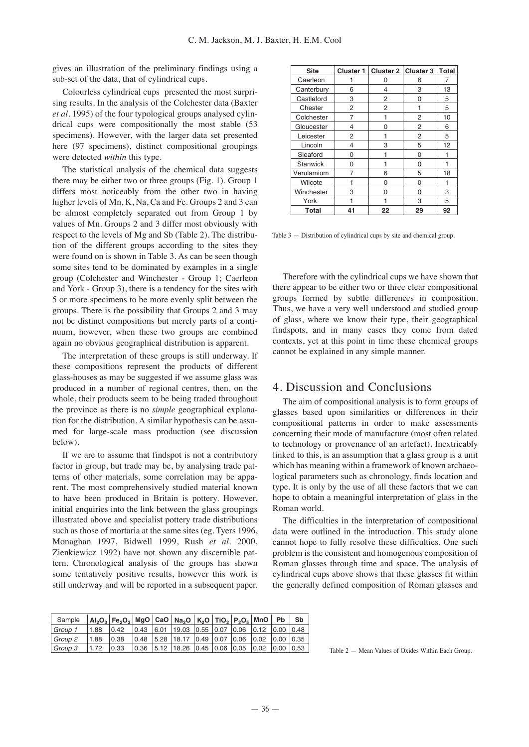gives an illustration of the preliminary findings using a sub-set of the data, that of cylindrical cups.

Colourless cylindrical cups presented the most surprising results. In the analysis of the Colchester data (Baxter *et al*. 1995) of the four typological groups analysed cylindrical cups were compositionally the most stable (53 specimens). However, with the larger data set presented here (97 specimens), distinct compositional groupings were detected *within* this type.

The statistical analysis of the chemical data suggests there may be either two or three groups (Fig. 1). Group 1 differs most noticeably from the other two in having higher levels of Mn, K, Na, Ca and Fe. Groups 2 and 3 can be almost completely separated out from Group 1 by values of Mn. Groups 2 and 3 differ most obviously with respect to the levels of Mg and Sb (Table 2). The distribution of the different groups according to the sites they were found on is shown in Table 3. As can be seen though some sites tend to be dominated by examples in a single group (Colchester and Winchester - Group 1; Caerleon and York - Group 3), there is a tendency for the sites with 5 or more specimens to be more evenly split between the groups. There is the possibility that Groups 2 and 3 may not be distinct compositions but merely parts of a continuum, however, when these two groups are combined again no obvious geographical distribution is apparent.

The interpretation of these groups is still underway. If these compositions represent the products of different glass-houses as may be suggested if we assume glass was produced in a number of regional centres, then, on the whole, their products seem to be being traded throughout the province as there is no *simple* geographical explanation for the distribution. A similar hypothesis can be assumed for large-scale mass production (see discussion below).

If we are to assume that findspot is not a contributory factor in group, but trade may be, by analysing trade patterns of other materials, some correlation may be apparent. The most comprehensively studied material known to have been produced in Britain is pottery. However, initial enquiries into the link between the glass groupings illustrated above and specialist pottery trade distributions such as those of mortaria at the same sites (eg. Tyers 1996, Monaghan 1997, Bidwell 1999, Rush *et al*. 2000, Zienkiewicz 1992) have not shown any discernible pattern. Chronological analysis of the groups has shown some tentatively positive results, however this work is still underway and will be reported in a subsequent paper.

| Site | Cluster 1 | Cluster 2 | Cluster 3 | Total |
|---|---|---|---|---|
| Caerleon | 1 | 0 | 6 | 7 |
| Canterbury | 6 | 4 | 3 | 13 |
| Castleford | 3 | 2 | 0 | 5 |
| Chester | 2 | 2 | 1 | 5 |
| Colchester | 7 | 1 | 2 | 10 |
| Gloucester | 4 | 0 | 2 | 6 |
| Leicester | 2 | 1 | 2 | 5 |
| Lincoln | 4 | 3 | 5 | 12 |
| Sleaford | 0 | 1 | 0 | 1 |
| Stanwick | 0 | 1 | 0 | 1 |
| Verulamium | 7 | 6 | 5 | 18 |
| Wilcote | 1 | 0 | 0 | 1 |
| Winchester | 3 | 0 | 0 | 3 |
| York | 1 | 1 | 3 | 5 |
| **Total** | **41** | **22** | **29** | **92** |

Table 3 — Distribution of cylindrical cups by site and chemical group.

Therefore with the cylindrical cups we have shown that there appear to be either two or three clear compositional groups formed by subtle differences in composition. Thus, we have a very well understood and studied group of glass, where we know their type, their geographical findspots, and in many cases they come from dated contexts, yet at this point in time these chemical groups cannot be explained in any simple manner.

## 4. Discussion and Conclusions

The aim of compositional analysis is to form groups of glasses based upon similarities or differences in their compositional patterns in order to make assessments concerning their mode of manufacture (most often related to technology or provenance of an artefact). Inextricably linked to this, is an assumption that a glass group is a unit which has meaning within a framework of known archaeological parameters such as chronology, finds location and type. It is only by the use of all these factors that we can hope to obtain a meaningful interpretation of glass in the Roman world.

The difficulties in the interpretation of compositional data were outlined in the introduction. This study alone cannot hope to fully resolve these difficulties. One such problem is the consistent and homogenous composition of Roman glasses through time and space. The analysis of cylindrical cups above shows that these glasses fit within the generally defined composition of Roman glasses and

| Sample | $Al_2O_3$ | $Fe_2O_3$ | MgO | CaO | $Na_2O$ | $K_2O$ | $TiO_2$ | $P_2O_5$ | MnO | Pb | Sb |
|---|---|---|---|---|---|---|---|---|---|---|---|
| *Group 1* | 1.88 | 0.42 | 0.43 | 6.01 | 19.03 | 0.55 | 0.07 | 0.06 | 0.12 | 0.00 | 0.48 |
| *Group 2* | 1.88 | 0.38 | 0.48 | 5.28 | 18.17 | 0.49 | 0.07 | 0.06 | 0.02 | 0.00 | 0.35 |
| *Group 3* | 1.72 | 0.33 | 0.36 | 5.12 | 18.26 | 0.45 | 0.06 | 0.05 | 0.02 | 0.00 | 0.53 |

Table 2 — Mean Values of Oxides Within Each Group.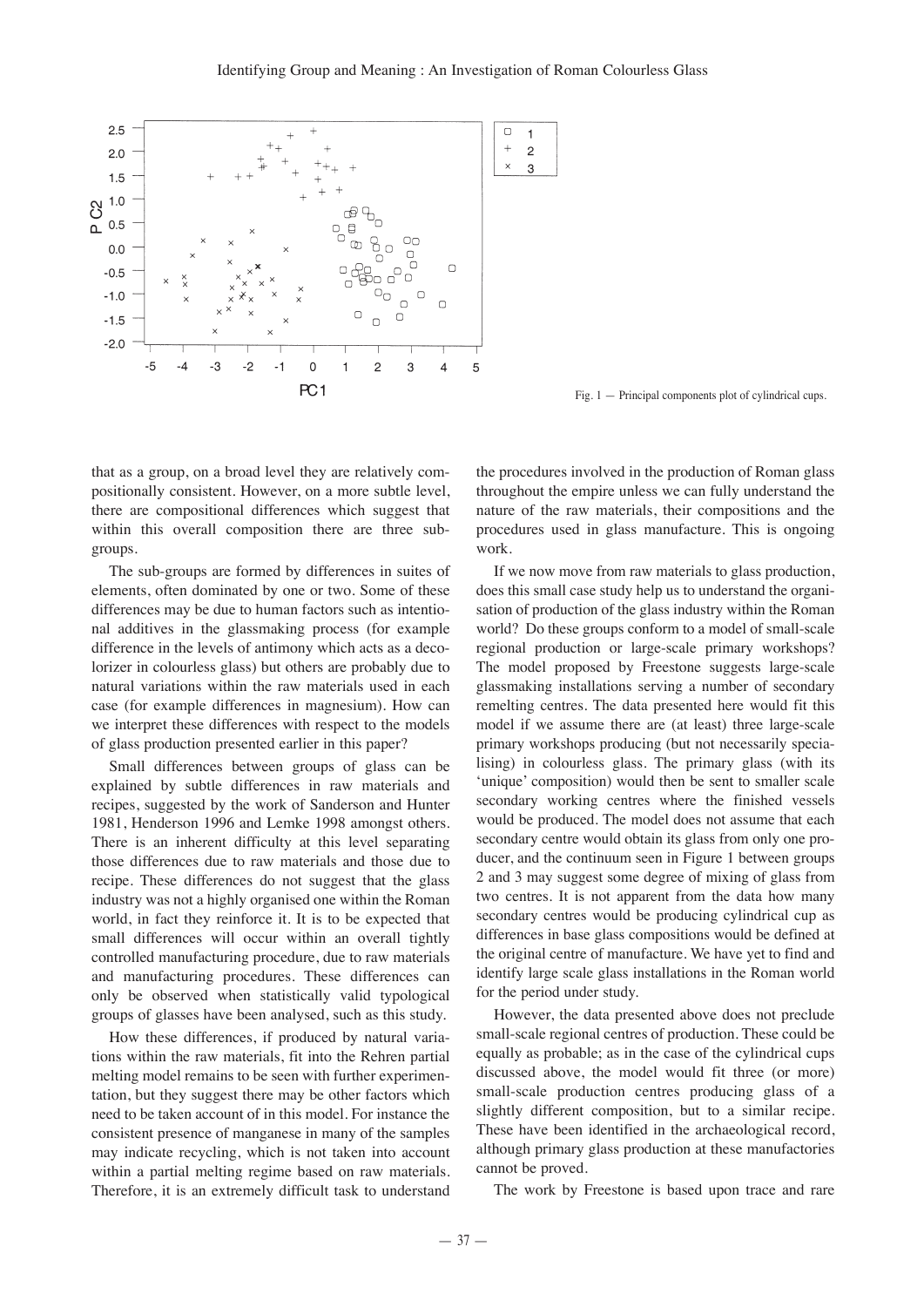Fig. 1 — Principal components plot of cylindrical cups.

that as a group, on a broad level they are relatively compositionally consistent. However, on a more subtle level, there are compositional differences which suggest that within this overall composition there are three sub-groups.

The sub-groups are formed by differences in suites of elements, often dominated by one or two. Some of these differences may be due to human factors such as intentional additives in the glassmaking process (for example difference in the levels of antimony which acts as a decolorizer in colourless glass) but others are probably due to natural variations within the raw materials used in each case (for example differences in magnesium). How can we interpret these differences with respect to the models of glass production presented earlier in this paper?

Small differences between groups of glass can be explained by subtle differences in raw materials and recipes, suggested by the work of Sanderson and Hunter 1981, Henderson 1996 and Lemke 1998 amongst others. There is an inherent difficulty at this level separating those differences due to raw materials and those due to recipe. These differences do not suggest that the glass industry was not a highly organised one within the Roman world, in fact they reinforce it. It is to be expected that small differences will occur within an overall tightly controlled manufacturing procedure, due to raw materials and manufacturing procedures. These differences can only be observed when statistically valid typological groups of glasses have been analysed, such as this study.

How these differences, if produced by natural variations within the raw materials, fit into the Rehren partial melting model remains to be seen with further experimentation, but they suggest there may be other factors which need to be taken account of in this model. For instance the consistent presence of manganese in many of the samples may indicate recycling, which is not taken into account within a partial melting regime based on raw materials. Therefore, it is an extremely difficult task to understand the procedures involved in the production of Roman glass throughout the empire unless we can fully understand the nature of the raw materials, their compositions and the procedures used in glass manufacture. This is ongoing work.

If we now move from raw materials to glass production, does this small case study help us to understand the organisation of production of the glass industry within the Roman world? Do these groups conform to a model of small-scale regional production or large-scale primary workshops? The model proposed by Freestone suggests large-scale glassmaking installations serving a number of secondary remelting centres. The data presented here would fit this model if we assume there are (at least) three large-scale primary workshops producing (but not necessarily specialising) in colourless glass. The primary glass (with its 'unique' composition) would then be sent to smaller scale secondary working centres where the finished vessels would be produced. The model does not assume that each secondary centre would obtain its glass from only one producer, and the continuum seen in Figure 1 between groups 2 and 3 may suggest some degree of mixing of glass from two centres. It is not apparent from the data how many secondary centres would be producing cylindrical cup as differences in base glass compositions would be defined at the original centre of manufacture. We have yet to find and identify large scale glass installations in the Roman world for the period under study.

However, the data presented above does not preclude small-scale regional centres of production. These could be equally as probable; as in the case of the cylindrical cups discussed above, the model would fit three (or more) small-scale production centres producing glass of a slightly different composition, but to a similar recipe. These have been identified in the archaeological record, although primary glass production at these manufactories cannot be proved.

The work by Freestone is based upon trace and rare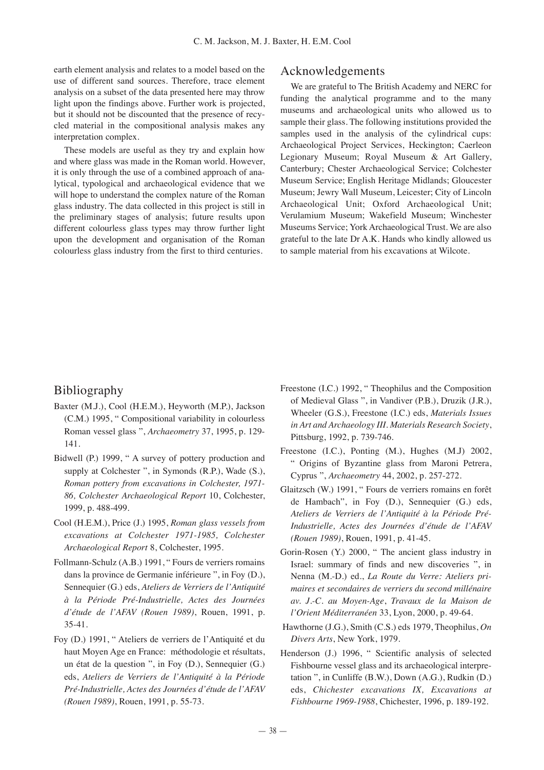earth element analysis and relates to a model based on the use of different sand sources. Therefore, trace element analysis on a subset of the data presented here may throw light upon the findings above. Further work is projected, but it should not be discounted that the presence of recycled material in the compositional analysis makes any interpretation complex.

These models are useful as they try and explain how and where glass was made in the Roman world. However, it is only through the use of a combined approach of analytical, typological and archaeological evidence that we will hope to understand the complex nature of the Roman glass industry. The data collected in this project is still in the preliminary stages of analysis; future results upon different colourless glass types may throw further light upon the development and organisation of the Roman colourless glass industry from the first to third centuries.

## Acknowledgements

We are grateful to The British Academy and NERC for funding the analytical programme and to the many museums and archaeological units who allowed us to sample their glass. The following institutions provided the samples used in the analysis of the cylindrical cups: Archaeological Project Services, Heckington; Caerleon Legionary Museum; Royal Museum & Art Gallery, Canterbury; Chester Archaeological Service; Colchester Museum Service; English Heritage Midlands; Gloucester Museum; Jewry Wall Museum, Leicester; City of Lincoln Archaeological Unit; Oxford Archaeological Unit; Verulamium Museum; Wakefield Museum; Winchester Museums Service; York Archaeological Trust. We are also grateful to the late Dr A.K. Hands who kindly allowed us to sample material from his excavations at Wilcote.

## Bibliography

Baxter (M.J.), Cool (H.E.M.), Heyworth (M.P.), Jackson (C.M.) 1995, " Compositional variability in colourless Roman vessel glass ", *Archaeometry* 37, 1995, p. 129-141.

Bidwell (P.) 1999, " A survey of pottery production and supply at Colchester ", in Symonds (R.P.), Wade (S.), *Roman pottery from excavations in Colchester, 1971-86, Colchester Archaeological Report* 10, Colchester, 1999, p. 488-499.

Cool (H.E.M.), Price (J.) 1995, *Roman glass vessels from excavations at Colchester 1971-1985, Colchester Archaeological Report* 8, Colchester, 1995.

Follmann-Schulz (A.B.) 1991, " Fours de verriers romains dans la province de Germanie inférieure ", in Foy (D.), Sennequier (G.) eds, *Ateliers de Verriers de l'Antiquité à la Période Pré-Industrielle, Actes des Journées d'étude de l'AFAV (Rouen 1989)*, Rouen, 1991, p. 35-41.

Foy (D.) 1991, " Ateliers de verriers de l'Antiquité et du haut Moyen Age en France: méthodologie et résultats, un état de la question ", in Foy (D.), Sennequier (G.) eds, *Ateliers de Verriers de l'Antiquité à la Période Pré-Industrielle, Actes des Journées d'étude de l'AFAV (Rouen 1989)*, Rouen, 1991, p. 55-73.

Freestone (I.C.) 1992, " Theophilus and the Composition of Medieval Glass ", in Vandiver (P.B.), Druzik (J.R.), Wheeler (G.S.), Freestone (I.C.) eds, *Materials Issues in Art and Archaeology III. Materials Research Society*, Pittsburg, 1992, p. 739-746.

Freestone (I.C.), Ponting (M.), Hughes (M.J) 2002, " Origins of Byzantine glass from Maroni Petrera, Cyprus ", *Archaeometry* 44, 2002, p. 257-272.

Glaitzsch (W.) 1991, " Fours de verriers romains en forêt de Hambach", in Foy (D.), Sennequier (G.) eds, *Ateliers de Verriers de l'Antiquité à la Période Pré-Industrielle, Actes des Journées d'étude de l'AFAV (Rouen 1989)*, Rouen, 1991, p. 41-45.

Gorin-Rosen (Y.) 2000, " The ancient glass industry in Israel: summary of finds and new discoveries ", in Nenna (M.-D.) ed., *La Route du Verre: Ateliers primaires et secondaires de verriers du second millénaire av. J.-C. au Moyen-Age*, *Travaux de la Maison de l'Orient Méditerranéen* 33, Lyon, 2000, p. 49-64.

Hawthorne (J.G.), Smith (C.S.) eds 1979, Theophilus, *On Divers Arts*, New York, 1979.

Henderson (J.) 1996, " Scientific analysis of selected Fishbourne vessel glass and its archaeological interpretation ", in Cunliffe (B.W.), Down (A.G.), Rudkin (D.) eds, *Chichester excavations IX, Excavations at Fishbourne 1969-1988*, Chichester, 1996, p. 189-192.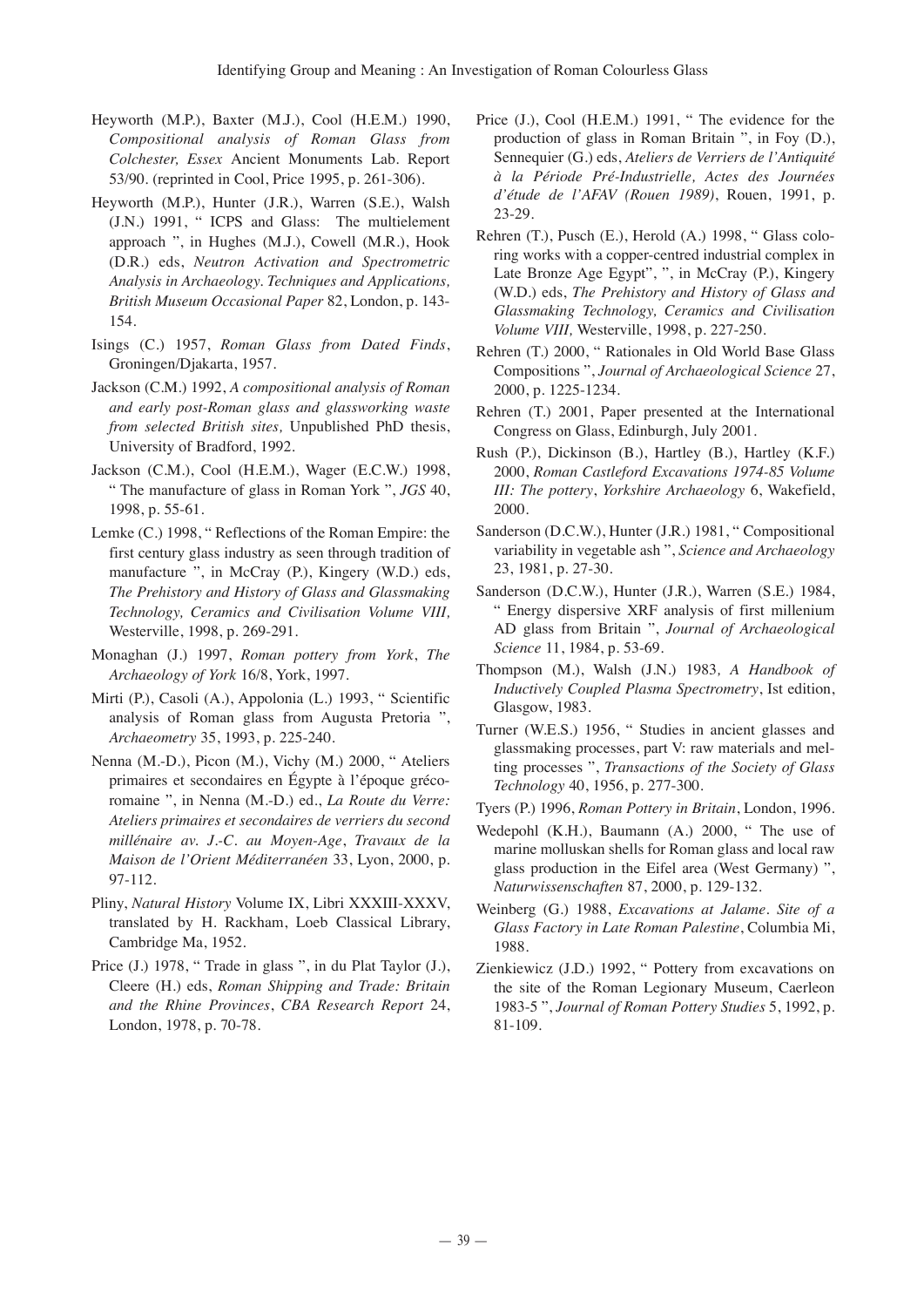Heyworth (M.P.), Baxter (M.J.), Cool (H.E.M.) 1990, *Compositional analysis of Roman Glass from Colchester, Essex* Ancient Monuments Lab. Report 53/90. (reprinted in Cool, Price 1995, p. 261-306).

Heyworth (M.P.), Hunter (J.R.), Warren (S.E.), Walsh (J.N.) 1991, " ICPS and Glass: The multielement approach ", in Hughes (M.J.), Cowell (M.R.), Hook (D.R.) eds, *Neutron Activation and Spectrometric Analysis in Archaeology. Techniques and Applications, British Museum Occasional Paper* 82, London, p. 143-154.

Isings (C.) 1957, *Roman Glass from Dated Finds*, Groningen/Djakarta, 1957.

Jackson (C.M.) 1992, *A compositional analysis of Roman and early post-Roman glass and glassworking waste from selected British sites,* Unpublished PhD thesis, University of Bradford, 1992.

Jackson (C.M.), Cool (H.E.M.), Wager (E.C.W.) 1998, " The manufacture of glass in Roman York ", *JGS* 40, 1998, p. 55-61.

Lemke (C.) 1998, " Reflections of the Roman Empire: the first century glass industry as seen through tradition of manufacture ", in McCray (P.), Kingery (W.D.) eds, *The Prehistory and History of Glass and Glassmaking Technology, Ceramics and Civilisation Volume VIII,* Westerville, 1998, p. 269-291.

Monaghan (J.) 1997, *Roman pottery from York*, *The Archaeology of York* 16/8, York, 1997.

Mirti (P.), Casoli (A.), Appolonia (L.) 1993, " Scientific analysis of Roman glass from Augusta Pretoria ", *Archaeometry* 35, 1993, p. 225-240.

Nenna (M.-D.), Picon (M.), Vichy (M.) 2000, " Ateliers primaires et secondaires en Égypte à l'époque gréco-romaine ", in Nenna (M.-D.) ed., *La Route du Verre: Ateliers primaires et secondaires de verriers du second millénaire av. J.-C. au Moyen-Age*, *Travaux de la Maison de l'Orient Méditerranéen* 33, Lyon, 2000, p. 97-112.

Pliny, *Natural History* Volume IX, Libri XXXIII-XXXV, translated by H. Rackham, Loeb Classical Library, Cambridge Ma, 1952.

Price (J.) 1978, " Trade in glass ", in du Plat Taylor (J.), Cleere (H.) eds, *Roman Shipping and Trade: Britain and the Rhine Provinces*, *CBA Research Report* 24, London, 1978, p. 70-78.

Price (J.), Cool (H.E.M.) 1991, " The evidence for the production of glass in Roman Britain ", in Foy (D.), Sennequier (G.) eds, *Ateliers de Verriers de l'Antiquité à la Période Pré-Industrielle, Actes des Journées d'étude de l'AFAV (Rouen 1989)*, Rouen, 1991, p. 23-29.

Rehren (T.), Pusch (E.), Herold (A.) 1998, " Glass coloring works with a copper-centred industrial complex in Late Bronze Age Egypt", ", in McCray (P.), Kingery (W.D.) eds, *The Prehistory and History of Glass and Glassmaking Technology, Ceramics and Civilisation Volume VIII,* Westerville, 1998, p. 227-250.

Rehren (T.) 2000, " Rationales in Old World Base Glass Compositions ", *Journal of Archaeological Science* 27, 2000, p. 1225-1234.

Rehren (T.) 2001, Paper presented at the International Congress on Glass, Edinburgh, July 2001.

Rush (P.), Dickinson (B.), Hartley (B.), Hartley (K.F.) 2000, *Roman Castleford Excavations 1974-85 Volume III: The pottery*, *Yorkshire Archaeology* 6, Wakefield, 2000.

Sanderson (D.C.W.), Hunter (J.R.) 1981, " Compositional variability in vegetable ash ", *Science and Archaeology* 23, 1981, p. 27-30.

Sanderson (D.C.W.), Hunter (J.R.), Warren (S.E.) 1984, " Energy dispersive XRF analysis of first millenium AD glass from Britain ", *Journal of Archaeological Science* 11, 1984, p. 53-69.

Thompson (M.), Walsh (J.N.) 1983, *A Handbook of Inductively Coupled Plasma Spectrometry*, Ist edition, Glasgow, 1983.

Turner (W.E.S.) 1956, " Studies in ancient glasses and glassmaking processes, part V: raw materials and melting processes ", *Transactions of the Society of Glass Technology* 40, 1956, p. 277-300.

Tyers (P.) 1996, *Roman Pottery in Britain*, London, 1996.

Wedepohl (K.H.), Baumann (A.) 2000, " The use of marine molluskan shells for Roman glass and local raw glass production in the Eifel area (West Germany) ", *Naturwissenschaften* 87, 2000, p. 129-132.

Weinberg (G.) 1988, *Excavations at Jalame. Site of a Glass Factory in Late Roman Palestine*, Columbia Mi, 1988.

Zienkiewicz (J.D.) 1992, " Pottery from excavations on the site of the Roman Legionary Museum, Caerleon 1983-5 ", *Journal of Roman Pottery Studies* 5, 1992, p. 81-109.